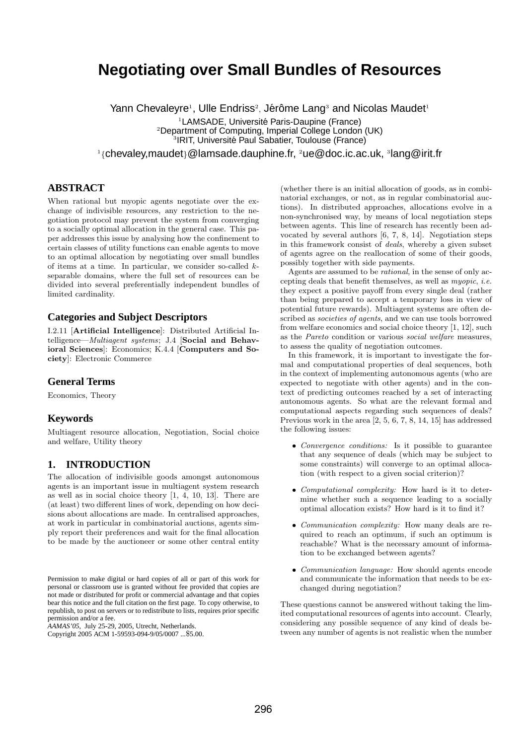# Negotiating over Small Bundles of Resources

Yann Chevaleyre[1], Ulle Endriss[2], Jérôme Lang[3] and Nicolas Maudet[1]

[1]LAMSADE, Université Paris-Daupine (France)
[2]Department of Computing, Imperial College London (UK)
[3]IRIT, Université Paul Sabatier, Toulouse (France)

[1]{chevaley,maudet}@lamsade.dauphine.fr, [2]ue@doc.ic.ac.uk, [3]lang@irit.fr

## ABSTRACT

When rational but myopic agents negotiate over the exchange of indivisible resources, any restriction to the negotiation protocol may prevent the system from converging to a socially optimal allocation in the general case. This paper addresses this issue by analysing how the confinement to certain classes of utility functions can enable agents to move to an optimal allocation by negotiating over small bundles of items at a time. In particular, we consider so-called $k$-separable domains, where the full set of resources can be divided into several preferentially independent bundles of limited cardinality.

### Categories and Subject Descriptors

I.2.11 [**Artificial Intelligence**]: Distributed Artificial Intelligence—*Multiagent systems*; J.4 [**Social and Behavioral Sciences**]: Economics; K.4.4 [**Computers and Society**]: Electronic Commerce

### General Terms

Economics, Theory

### Keywords

Multiagent resource allocation, Negotiation, Social choice and welfare, Utility theory

## 1. INTRODUCTION

The allocation of indivisible goods amongst autonomous agents is an important issue in multiagent system research as well as in social choice theory [1, 4, 10, 13]. There are (at least) two different lines of work, depending on how decisions about allocations are made. In centralised approaches, at work in particular in combinatorial auctions, agents simply report their preferences and wait for the final allocation to be made by the auctioneer or some other central entity (whether there is an initial allocation of goods, as in combinatorial exchanges, or not, as in regular combinatorial auctions). In distributed approaches, allocations evolve in a non-synchronised way, by means of local negotiation steps between agents. This line of research has recently been advocated by several authors [6, 7, 8, 14]. Negotiation steps in this framework consist of *deals*, whereby a given subset of agents agree on the reallocation of some of their goods, possibly together with side payments.

Permission to make digital or hard copies of all or part of this work for personal or classroom use is granted without fee provided that copies are not made or distributed for profit or commercial advantage and that copies bear this notice and the full citation on the first page. To copy otherwise, to republish, to post on servers or to redistribute to lists, requires prior specific permission and/or a fee.
*AAMAS'05,* July 25-29, 2005, Utrecht, Netherlands.
Copyright 2005 ACM 1-59593-094-9/05/0007 ...$5.00.

Agents are assumed to be *rational*, in the sense of only accepting deals that benefit themselves, as well as *myopic*, *i.e.* they expect a positive payoff from every single deal (rather than being prepared to accept a temporary loss in view of potential future rewards). Multiagent systems are often described as *societies of agents*, and we can use tools borrowed from welfare economics and social choice theory [1, 12], such as the *Pareto* condition or various *social welfare* measures, to assess the quality of negotiation outcomes.

In this framework, it is important to investigate the formal and computational properties of deal sequences, both in the context of implementing autonomous agents (who are expected to negotiate with other agents) and in the context of predicting outcomes reached by a set of interacting autonomous agents. So what are the relevant formal and computational aspects regarding such sequences of deals? Previous work in the area [2, 5, 6, 7, 8, 14, 15] has addressed the following issues:

- *Convergence conditions:* Is it possible to guarantee that any sequence of deals (which may be subject to some constraints) will converge to an optimal allocation (with respect to a given social criterion)?
- *Computational complexity:* How hard is it to determine whether such a sequence leading to a socially optimal allocation exists? How hard is it to find it?
- *Communication complexity:* How many deals are required to reach an optimum, if such an optimum is reachable? What is the necessary amount of information to be exchanged between agents?
- *Communication language:* How should agents encode and communicate the information that needs to be exchanged during negotiation?

These questions cannot be answered without taking the limited computational resources of agents into account. Clearly, considering any possible sequence of any kind of deals between any number of agents is not realistic when the number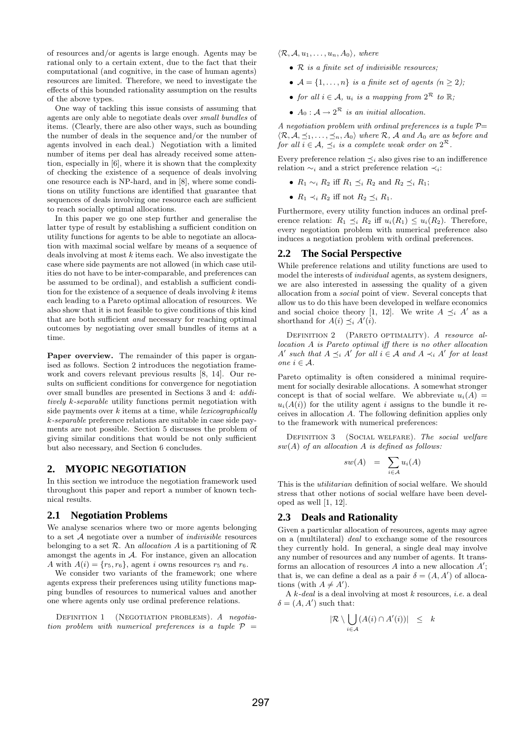of resources and/or agents is large enough. Agents may be rational only to a certain extent, due to the fact that their computational (and cognitive, in the case of human agents) resources are limited. Therefore, we need to investigate the effects of this bounded rationality assumption on the results of the above types.

One way of tackling this issue consists of assuming that agents are only able to negotiate deals over *small bundles* of items. (Clearly, there are also other ways, such as bounding the number of deals in the sequence and/or the number of agents involved in each deal.) Negotiation with a limited number of items per deal has already received some attention, especially in [6], where it is shown that the complexity of checking the existence of a sequence of deals involving one resource each is NP-hard, and in [8], where some conditions on utility functions are identified that guarantee that sequences of deals involving one resource each are sufficient to reach socially optimal allocations.

In this paper we go one step further and generalise the latter type of result by establishing a sufficient condition on utility functions for agents to be able to negotiate an allocation with maximal social welfare by means of a sequence of deals involving at most $k$ items each. We also investigate the case where side payments are not allowed (in which case utilities do not have to be inter-comparable, and preferences can be assumed to be ordinal), and establish a sufficient condition for the existence of a sequence of deals involving $k$ items each leading to a Pareto optimal allocation of resources. We also show that it is not feasible to give conditions of this kind that are both sufficient *and* necessary for reaching optimal outcomes by negotiating over small bundles of items at a time.

**Paper overview.** The remainder of this paper is organised as follows. Section 2 introduces the negotiation framework and covers relevant previous results [8, 14]. Our results on sufficient conditions for convergence for negotiation over small bundles are presented in Sections 3 and 4: *additively k-separable* utility functions permit negotiation with side payments over $k$ items at a time, while *lexicographically k-separable* preference relations are suitable in case side payments are not possible. Section 5 discusses the problem of giving similar conditions that would be not only sufficient but also necessary, and Section 6 concludes.

## 2. MYOPIC NEGOTIATION

In this section we introduce the negotiation framework used throughout this paper and report a number of known technical results.

### 2.1 Negotiation Problems

We analyse scenarios where two or more agents belonging to a set $\mathcal{A}$ negotiate over a number of *indivisible* resources belonging to a set $\mathcal{R}$. An *allocation* $A$ is a partitioning of $\mathcal{R}$ amongst the agents in $\mathcal{A}$. For instance, given an allocation $A$ with $A(i) = \{r_5, r_6\}$, agent $i$ owns resources $r_5$ and $r_6$.

We consider two variants of the framework; one where agents express their preferences using utility functions mapping bundles of resources to numerical values and another one where agents only use ordinal preference relations.

Definition 1 (Negotiation problems). *A negotiation problem with numerical preferences is a tuple $\mathcal{P} = \langle \mathcal{R}, \mathcal{A}, u_1, \ldots, u_n, A_0 \rangle$, where*

- *$\mathcal{R}$ is a finite set of indivisible resources;*
- *$\mathcal{A} = \{1, \ldots, n\}$ is a finite set of agents ($n \geq 2$);*
- *for all $i \in \mathcal{A}$, $u_i$ is a mapping from $2^{\mathcal{R}}$ to $\mathbb{R}$;*
- *$A_0 : \mathcal{A} \rightarrow 2^{\mathcal{R}}$ is an initial allocation.*

*A negotiation problem with ordinal preferences is a tuple $\mathcal{P} = \langle \mathcal{R}, \mathcal{A}, \preceq_1, \ldots, \preceq_n, A_0 \rangle$ where $\mathcal{R}$, $\mathcal{A}$ and $A_0$ are as before and for all $i \in \mathcal{A}$, $\preceq_i$ is a complete weak order on $2^{\mathcal{R}}$.*

Every preference relation $\preceq_i$ also gives rise to an indifference relation $\sim_i$ and a strict preference relation $\prec_i$:

- $R_1 \sim_i R_2$ iff $R_1 \preceq_i R_2$ and $R_2 \preceq_i R_1$;
- $R_1 \prec_i R_2$ iff not $R_2 \preceq_i R_1$.

Furthermore, every utility function induces an ordinal preference relation: $R_1 \preceq_i R_2$ iff $u_i(R_1) \leq u_i(R_2)$. Therefore, every negotiation problem with numerical preference also induces a negotiation problem with ordinal preferences.

### 2.2 The Social Perspective

While preference relations and utility functions are used to model the interests of *individual* agents, as system designers, we are also interested in assessing the quality of a given allocation from a *social* point of view. Several concepts that allow us to do this have been developed in welfare economics and social choice theory [1, 12]. We write $A \preceq_i A'$ as a shorthand for $A(i) \preceq_i A'(i)$.

Definition 2 (Pareto optimality). *A resource allocation $A$ is Pareto optimal iff there is no other allocation $A'$ such that $A \preceq_i A'$ for all $i \in \mathcal{A}$ and $A \prec_i A'$ for at least one $i \in \mathcal{A}$.*

Pareto optimality is often considered a minimal requirement for socially desirable allocations. A somewhat stronger concept is that of social welfare. We abbreviate $u_i(A) = u_i(A(i))$ for the utility agent $i$ assigns to the bundle it receives in allocation $A$. The following definition applies only to the framework with numerical preferences:

Definition 3 (Social welfare). *The social welfare $sw(A)$ of an allocation $A$ is defined as follows:*

$$sw(A) \quad = \quad \sum_{i \in \mathcal{A}} u_i(A)$$

This is the *utilitarian* definition of social welfare. We should stress that other notions of social welfare have been developed as well [1, 12].

### 2.3 Deals and Rationality

Given a particular allocation of resources, agents may agree on a (multilateral) *deal* to exchange some of the resources they currently hold. In general, a single deal may involve any number of resources and any number of agents. It transforms an allocation of resources $A$ into a new allocation $A'$; that is, we can define a deal as a pair $\delta = (A, A')$ of allocations (with $A \neq A'$).

A *k-deal* is a deal involving at most $k$ resources, *i.e.* a deal $\delta = (A, A')$ such that:

$$|\mathcal{R} \setminus \bigcup_{i \in \mathcal{A}} (A(i) \cap A'(i))| \quad \leq \quad k$$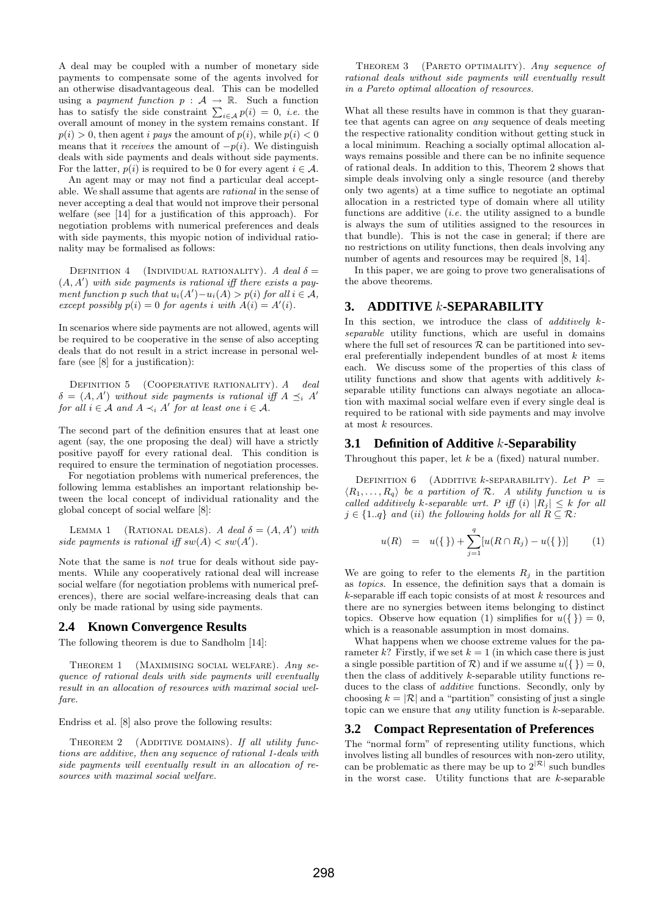A deal may be coupled with a number of monetary side payments to compensate some of the agents involved for an otherwise disadvantageous deal. This can be modelled using a *payment function* $p : \mathcal{A} \to \mathbb{R}$. Such a function has to satisfy the side constraint $\sum_{i\in\mathcal{A}} p(i) = 0$, *i.e.* the overall amount of money in the system remains constant. If $p(i) > 0$, then agent $i$ *pays* the amount of $p(i)$, while $p(i) < 0$ means that it *receives* the amount of $-p(i)$. We distinguish deals with side payments and deals without side payments. For the latter, $p(i)$ is required to be 0 for every agent $i \in \mathcal{A}$.

An agent may or may not find a particular deal acceptable. We shall assume that agents are *rational* in the sense of never accepting a deal that would not improve their personal welfare (see [14] for a justification of this approach). For negotiation problems with numerical preferences and deals with side payments, this myopic notion of individual rationality may be formalised as follows:

Definition 4 (Individual rationality). *A deal $\delta = (A, A')$ with side payments is rational iff there exists a payment function $p$ such that $u_i(A') - u_i(A) > p(i)$ for all $i \in \mathcal{A}$, except possibly $p(i) = 0$ for agents $i$ with $A(i) = A'(i)$.*

In scenarios where side payments are not allowed, agents will be required to be cooperative in the sense of also accepting deals that do not result in a strict increase in personal welfare (see [8] for a justification):

Definition 5 (Cooperative rationality). *A deal $\delta = (A, A')$ without side payments is rational iff $A \preceq_i A'$ for all $i \in \mathcal{A}$ and $A \prec_i A'$ for at least one $i \in \mathcal{A}$.*

The second part of the definition ensures that at least one agent (say, the one proposing the deal) will have a strictly positive payoff for every rational deal. This condition is required to ensure the termination of negotiation processes.

For negotiation problems with numerical preferences, the following lemma establishes an important relationship between the local concept of individual rationality and the global concept of social welfare [8]:

Lemma 1 (Rational deals). *A deal $\delta = (A, A')$ with side payments is rational iff $sw(A) < sw(A')$.*

Note that the same is *not* true for deals without side payments. While any cooperatively rational deal will increase social welfare (for negotiation problems with numerical preferences), there are social welfare-increasing deals that can only be made rational by using side payments.

## 2.4 Known Convergence Results

The following theorem is due to Sandholm [14]:

Theorem 1 (Maximising social welfare). *Any sequence of rational deals with side payments will eventually result in an allocation of resources with maximal social welfare.*

Endriss et al. [8] also prove the following results:

Theorem 2 (Additive domains). *If all utility functions are additive, then any sequence of rational 1-deals with side payments will eventually result in an allocation of resources with maximal social welfare.*

Theorem 3 (Pareto optimality). *Any sequence of rational deals without side payments will eventually result in a Pareto optimal allocation of resources.*

What all these results have in common is that they guarantee that agents can agree on *any* sequence of deals meeting the respective rationality condition without getting stuck in a local minimum. Reaching a socially optimal allocation always remains possible and there can be no infinite sequence of rational deals. In addition to this, Theorem 2 shows that simple deals involving only a single resource (and thereby only two agents) at a time suffice to negotiate an optimal allocation in a restricted type of domain where all utility functions are additive (*i.e.* the utility assigned to a bundle is always the sum of utilities assigned to the resources in that bundle). This is not the case in general; if there are no restrictions on utility functions, then deals involving any number of agents and resources may be required [8, 14].

In this paper, we are going to prove two generalisations of the above theorems.

# 3. ADDITIVE $k$-SEPARABILITY

In this section, we introduce the class of *additively $k$-separable* utility functions, which are useful in domains where the full set of resources $\mathcal{R}$ can be partitioned into several preferentially independent bundles of at most $k$ items each. We discuss some of the properties of this class of utility functions and show that agents with additively $k$-separable utility functions can always negotiate an allocation with maximal social welfare even if every single deal is required to be rational with side payments and may involve at most $k$ resources.

## 3.1 Definition of Additive $k$-Separability

Throughout this paper, let $k$ be a (fixed) natural number.

Definition 6 (Additive $k$-separability). *Let $P = \langle R_1, \ldots, R_q \rangle$ be a partition of $\mathcal{R}$. A utility function $u$ is called additively $k$-separable wrt. $P$ iff (i) $|R_j| \leq k$ for all $j \in \{1..q\}$ and (ii) the following holds for all $R \subseteq \mathcal{R}$:*

$$u(R) \;=\; u(\{\,\}) + \sum_{j=1}^{q} [u(R \cap R_j) - u(\{\,\})] \qquad (1)$$

We are going to refer to the elements $R_j$ in the partition as *topics*. In essence, the definition says that a domain is $k$-separable iff each topic consists of at most $k$ resources and there are no synergies between items belonging to distinct topics. Observe how equation (1) simplifies for $u(\{\,\}) = 0$, which is a reasonable assumption in most domains.

What happens when we choose extreme values for the parameter $k$? Firstly, if we set $k = 1$ (in which case there is just a single possible partition of $\mathcal{R}$) and if we assume $u(\{\,\}) = 0$, then the class of additively $k$-separable utility functions reduces to the class of *additive* functions. Secondly, only by choosing $k = |\mathcal{R}|$ and a "partition" consisting of just a single topic can we ensure that *any* utility function is $k$-separable.

## 3.2 Compact Representation of Preferences

The "normal form" of representing utility functions, which involves listing all bundles of resources with non-zero utility, can be problematic as there may be up to $2^{|\mathcal{R}|}$ such bundles in the worst case. Utility functions that are $k$-separable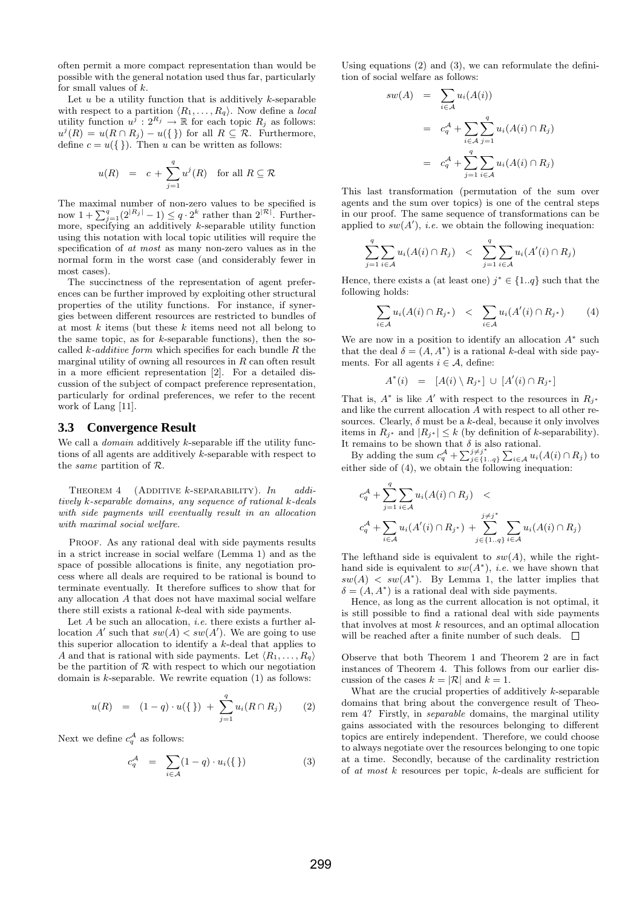often permit a more compact representation than would be possible with the general notation used thus far, particularly for small values of $k$.

Let $u$ be a utility function that is additively $k$-separable with respect to a partition $\langle R_1, \ldots, R_q \rangle$. Now define a *local* utility function $u^j : 2^{R_j} \to \mathbb{R}$ for each topic $R_j$ as follows: $u^j(R) = u(R \cap R_j) - u(\{\})$ for all $R \subseteq \mathcal{R}$. Furthermore, define $c = u(\{\})$. Then $u$ can be written as follows:

$$u(R) \quad = \quad c + \sum_{j=1}^{q} u^j(R) \quad \text{for all } R \subseteq \mathcal{R}$$

The maximal number of non-zero values to be specified is now $1 + \sum_{j=1}^{q} (2^{|R_j|} - 1) \leq q \cdot 2^k$ rather than $2^{|\mathcal{R}|}$. Furthermore, specifying an additively $k$-separable utility function using this notation with local topic utilities will require the specification of *at most* as many non-zero values as in the normal form in the worst case (and considerably fewer in most cases).

The succinctness of the representation of agent preferences can be further improved by exploiting other structural properties of the utility functions. For instance, if synergies between different resources are restricted to bundles of at most $k$ items (but these $k$ items need not all belong to the same topic, as for $k$-separable functions), then the so-called *$k$-additive form* which specifies for each bundle $R$ the marginal utility of owning all resources in $R$ can often result in a more efficient representation [2]. For a detailed discussion of the subject of compact preference representation, particularly for ordinal preferences, we refer to the recent work of Lang [11].

### 3.3 Convergence Result

We call a *domain* additively $k$-separable iff the utility functions of all agents are additively $k$-separable with respect to the *same* partition of $\mathcal{R}$.

Theorem 4 (Additive $k$-separability). *In additively $k$-separable domains, any sequence of rational $k$-deals with side payments will eventually result in an allocation with maximal social welfare.*

Proof. As any rational deal with side payments results in a strict increase in social welfare (Lemma 1) and as the space of possible allocations is finite, any negotiation process where all deals are required to be rational is bound to terminate eventually. It therefore suffices to show that for any allocation $A$ that does not have maximal social welfare there still exists a rational $k$-deal with side payments.

Let $A$ be such an allocation, *i.e.* there exists a further allocation $A'$ such that $sw(A) < sw(A')$. We are going to use this superior allocation to identify a $k$-deal that applies to $A$ and that is rational with side payments. Let $\langle R_1, \ldots, R_q \rangle$ be the partition of $\mathcal{R}$ with respect to which our negotiation domain is $k$-separable. We rewrite equation (1) as follows:

$$u(R) \quad = \quad (1 - q) \cdot u(\{\}) \; + \; \sum_{j=1}^{q} u_i(R \cap R_j) \qquad (2)$$

Next we define $c_q^{\mathcal{A}}$ as follows:

$$c_q^{\mathcal{A}} \quad = \quad \sum_{i \in \mathcal{A}} (1 - q) \cdot u_i(\{\}) \qquad (3)$$

Using equations (2) and (3), we can reformulate the definition of social welfare as follows:

$$\begin{aligned} sw(A) &= \sum_{i \in \mathcal{A}} u_i(A(i)) \\ &= c_q^{\mathcal{A}} + \sum_{i \in \mathcal{A}} \sum_{j=1}^{q} u_i(A(i) \cap R_j) \\ &= c_q^{\mathcal{A}} + \sum_{j=1}^{q} \sum_{i \in \mathcal{A}} u_i(A(i) \cap R_j) \end{aligned}$$

This last transformation (permutation of the sum over agents and the sum over topics) is one of the central steps in our proof. The same sequence of transformations can be applied to $sw(A')$, *i.e.* we obtain the following inequation:

$$\sum_{j=1}^{q} \sum_{i \in \mathcal{A}} u_i(A(i) \cap R_j) \quad < \quad \sum_{j=1}^{q} \sum_{i \in \mathcal{A}} u_i(A'(i) \cap R_j)$$

Hence, there exists a (at least one) $j^* \in \{1..q\}$ such that the following holds:

$$\sum_{i \in \mathcal{A}} u_i(A(i) \cap R_{j^*}) \quad < \quad \sum_{i \in \mathcal{A}} u_i(A'(i) \cap R_{j^*}) \qquad (4)$$

We are now in a position to identify an allocation $A^*$ such that the deal $\delta = (A, A^*)$ is a rational $k$-deal with side payments. For all agents $i \in \mathcal{A}$, define:

$$A^*(i) \quad = \quad [A(i) \setminus R_{j^*}] \; \cup \; [A'(i) \cap R_{j^*}]$$

That is, $A^*$ is like $A'$ with respect to the resources in $R_{j^*}$ and like the current allocation $A$ with respect to all other resources. Clearly, $\delta$ must be a $k$-deal, because it only involves items in $R_{j^*}$ and $|R_{j^*}| \leq k$ (by definition of $k$-separability). It remains to be shown that $\delta$ is also rational.

By adding the sum $c_q^{\mathcal{A}} + \sum_{j \in \{1..q\}}^{j \neq j^*} \sum_{i \in \mathcal{A}} u_i(A(i) \cap R_j)$ to either side of (4), we obtain the following inequation:

$$\begin{aligned} & c_q^{\mathcal{A}} + \sum_{j=1}^{q} \sum_{i \in \mathcal{A}} u_i(A(i) \cap R_j) \quad < \\ & c_q^{\mathcal{A}} + \sum_{i \in \mathcal{A}} u_i(A'(i) \cap R_{j^*}) + \sum_{j \in \{1..q\}}^{j \neq j^*} \sum_{i \in \mathcal{A}} u_i(A(i) \cap R_j) \end{aligned}$$

The lefthand side is equivalent to $sw(A)$, while the righthand side is equivalent to $sw(A^*)$, *i.e.* we have shown that $sw(A) < sw(A^*)$. By Lemma 1, the latter implies that $\delta = (A, A^*)$ is a rational deal with side payments.

Hence, as long as the current allocation is not optimal, it is still possible to find a rational deal with side payments that involves at most $k$ resources, and an optimal allocation will be reached after a finite number of such deals. $\square$

Observe that both Theorem 1 and Theorem 2 are in fact instances of Theorem 4. This follows from our earlier discussion of the cases $k = |\mathcal{R}|$ and $k = 1$.

What are the crucial properties of additively $k$-separable domains that bring about the convergence result of Theorem 4? Firstly, in *separable* domains, the marginal utility gains associated with the resources belonging to different topics are entirely independent. Therefore, we could choose to always negotiate over the resources belonging to one topic at a time. Secondly, because of the cardinality restriction of *at most* $k$ resources per topic, $k$-deals are sufficient for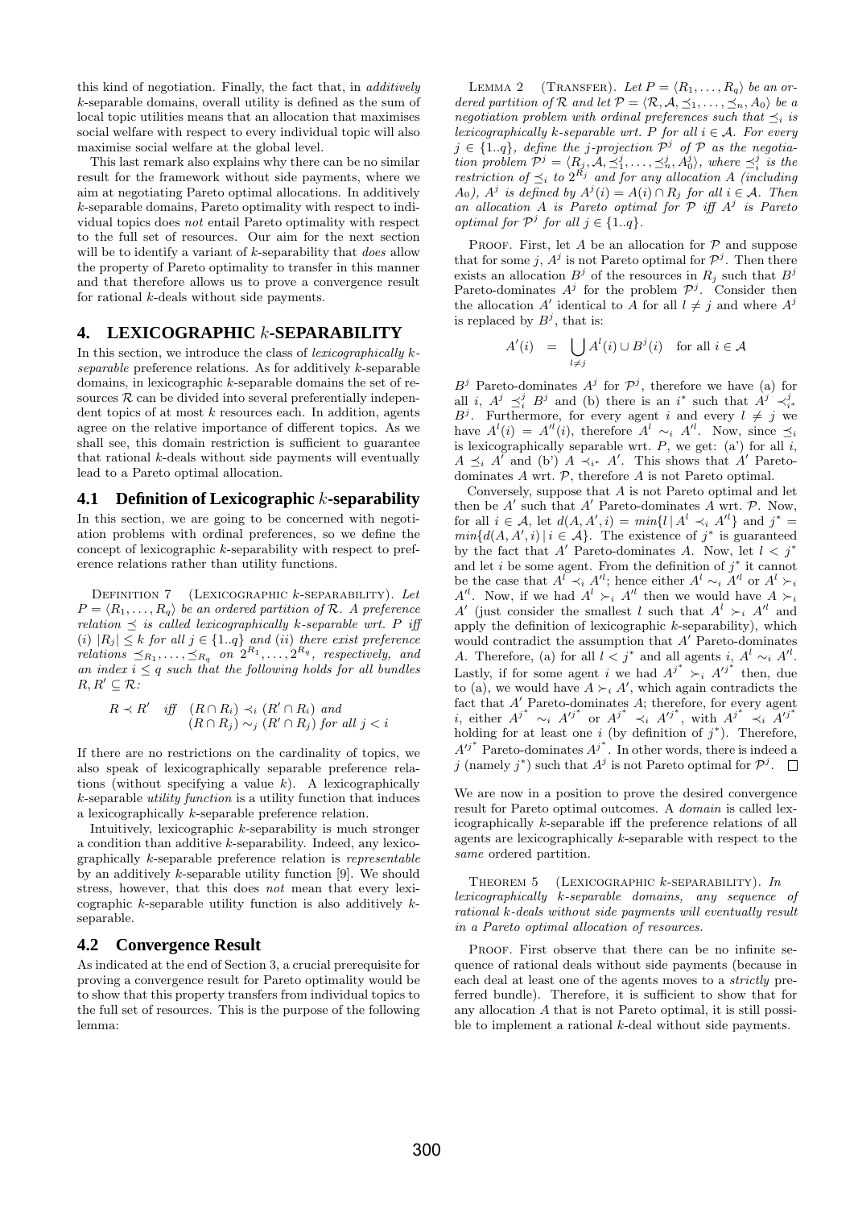this kind of negotiation. Finally, the fact that, in *additively* $k$-separable domains, overall utility is defined as the sum of local topic utilities means that an allocation that maximises social welfare with respect to every individual topic will also maximise social welfare at the global level.

This last remark also explains why there can be no similar result for the framework without side payments, where we aim at negotiating Pareto optimal allocations. In additively $k$-separable domains, Pareto optimality with respect to individual topics does *not* entail Pareto optimality with respect to the full set of resources. Our aim for the next section will be to identify a variant of $k$-separability that *does* allow the property of Pareto optimality to transfer in this manner and that therefore allows us to prove a convergence result for rational $k$-deals without side payments.

## 4. LEXICOGRAPHIC $k$-SEPARABILITY

In this section, we introduce the class of *lexicographically $k$-separable* preference relations. As for additively $k$-separable domains, in lexicographic $k$-separable domains the set of resources $\mathcal{R}$ can be divided into several preferentially independent topics of at most $k$ resources each. In addition, agents agree on the relative importance of different topics. As we shall see, this domain restriction is sufficient to guarantee that rational $k$-deals without side payments will eventually lead to a Pareto optimal allocation.

### 4.1 Definition of Lexicographic $k$-separability

In this section, we are going to be concerned with negotiation problems with ordinal preferences, so we define the concept of lexicographic $k$-separability with respect to preference relations rather than utility functions.

Definition 7 (Lexicographic $k$-separability). *Let $P = \langle R_1, \ldots, R_q \rangle$ be an ordered partition of $\mathcal{R}$. A preference relation $\preceq$ is called lexicographically $k$-separable wrt. $P$ iff (i) $|R_j| \leq k$ for all $j \in \{1..q\}$ and (ii) there exist preference relations $\preceq_{R_1}, \ldots, \preceq_{R_q}$ on $2^{R_1}, \ldots, 2^{R_q}$, respectively, and an index $i \leq q$ such that the following holds for all bundles $R, R' \subseteq \mathcal{R}$:*

$$R \prec R' \quad \text{iff} \quad \begin{array}{l}(R \cap R_i) \prec_i (R' \cap R_i) \text{ and} \\ (R \cap R_j) \sim_j (R' \cap R_j) \text{ for all } j < i\end{array}$$

If there are no restrictions on the cardinality of topics, we also speak of lexicographically separable preference relations (without specifying a value $k$). A lexicographically $k$-separable *utility function* is a utility function that induces a lexicographically $k$-separable preference relation.

Intuitively, lexicographic $k$-separability is much stronger a condition than additive $k$-separability. Indeed, any lexicographically $k$-separable preference relation is *representable* by an additively $k$-separable utility function [9]. We should stress, however, that this does *not* mean that every lexicographic $k$-separable utility function is also additively $k$-separable.

### 4.2 Convergence Result

As indicated at the end of Section 3, a crucial prerequisite for proving a convergence result for Pareto optimality would be to show that this property transfers from individual topics to the full set of resources. This is the purpose of the following lemma:

Lemma 2 (Transfer). *Let $P = \langle R_1, \ldots, R_q \rangle$ be an ordered partition of $\mathcal{R}$ and let $\mathcal{P} = \langle \mathcal{R}, \mathcal{A}, \preceq_1, \ldots, \preceq_n, A_0 \rangle$ be a negotiation problem with ordinal preferences such that $\preceq_i$ is lexicographically $k$-separable wrt. $P$ for all $i \in \mathcal{A}$. For every $j \in \{1..q\}$, define the $j$-projection $\mathcal{P}^j$ of $\mathcal{P}$ as the negotiation problem $\mathcal{P}^j = \langle R_j, \mathcal{A}, \preceq_1^j, \ldots, \preceq_n^j, A_0^j \rangle$, where $\preceq_i^j$ is the restriction of $\preceq_i$ to $2^{R_j}$ and for any allocation $A$ (including $A_0$), $A^j$ is defined by $A^j(i) = A(i) \cap R_j$ for all $i \in \mathcal{A}$. Then an allocation $A$ is Pareto optimal for $\mathcal{P}$ iff $A^j$ is Pareto optimal for $\mathcal{P}^j$ for all $j \in \{1..q\}$.*

Proof. First, let $A$ be an allocation for $\mathcal{P}$ and suppose that for some $j$, $A^j$ is not Pareto optimal for $\mathcal{P}^j$. Then there exists an allocation $B^j$ of the resources in $R_j$ such that $B^j$ Pareto-dominates $A^j$ for the problem $\mathcal{P}^j$. Consider then the allocation $A'$ identical to $A$ for all $l \neq j$ and where $A^j$ is replaced by $B^j$, that is:

$$A'(i) \;\; = \;\; \bigcup_{l \neq j} A^l(i) \cup B^j(i) \quad \text{for all } i \in \mathcal{A}$$

$B^j$ Pareto-dominates $A^j$ for $\mathcal{P}^j$, therefore we have (a) for all $i$, $A^j \preceq_i^j B^j$ and (b) there is an $i^*$ such that $A^j \prec_{i^*}^j B^j$. Furthermore, for every agent $i$ and every $l \neq j$ we have $A^l(i) = A'^l(i)$, therefore $A^l \sim_i A'^l$. Now, since $\preceq_i$ is lexicographically separable wrt. $P$, we get: (a') for all $i$, $A \preceq_i A'$ and (b') $A \prec_{i^*} A'$. This shows that $A'$ Pareto-dominates $A$ wrt. $\mathcal{P}$, therefore $A$ is not Pareto optimal.

Conversely, suppose that $A$ is not Pareto optimal and let then be $A'$ such that $A'$ Pareto-dominates $A$ wrt. $\mathcal{P}$. Now, for all $i \in \mathcal{A}$, let $d(A, A', i) = min\{l \,|\, A^l \prec_i A'^l\}$ and $j^* = min\{d(A, A', i) \,|\, i \in \mathcal{A}\}$. The existence of $j^*$ is guaranteed by the fact that $A'$ Pareto-dominates $A$. Now, let $l < j^*$ and let $i$ be some agent. From the definition of $j^*$ it cannot be the case that $A^l \prec_i A'^l$; hence either $A^l \sim_i A'^l$ or $A^l \succ_i A'^l$. Now, if we had $A^l \succ_i A'^l$ then we would have $A \succ_i A'$ (just consider the smallest $l$ such that $A^l \succ_i A'^l$ and apply the definition of lexicographic $k$-separability), which would contradict the assumption that $A'$ Pareto-dominates $A$. Therefore, (a) for all $l < j^*$ and all agents $i$, $A^l \sim_i A'^l$. Lastly, if for some agent $i$ we had $A^{j^*} \succ_i A'^{j^*}$ then, due to (a), we would have $A \succ_i A'$, which again contradicts the fact that $A'$ Pareto-dominates $A$; therefore, for every agent $i$, either $A^{j^*} \sim_i A'^{j^*}$ or $A^{j^*} \prec_i A'^{j^*}$, with $A^{j^*} \prec_i A'^{j^*}$ holding for at least one $i$ (by definition of $j^*$). Therefore, $A'^{j^*}$ Pareto-dominates $A^{j^*}$. In other words, there is indeed a $j$ (namely $j^*$) such that $A^j$ is not Pareto optimal for $\mathcal{P}^j$. $\square$

We are now in a position to prove the desired convergence result for Pareto optimal outcomes. A *domain* is called lexicographically $k$-separable iff the preference relations of all agents are lexicographically $k$-separable with respect to the *same* ordered partition.

Theorem 5 (Lexicographic $k$-separability). *In lexicographically $k$-separable domains, any sequence of rational $k$-deals without side payments will eventually result in a Pareto optimal allocation of resources.*

Proof. First observe that there can be no infinite sequence of rational deals without side payments (because in each deal at least one of the agents moves to a *strictly* preferred bundle). Therefore, it is sufficient to show that for any allocation $A$ that is not Pareto optimal, it is still possible to implement a rational $k$-deal without side payments.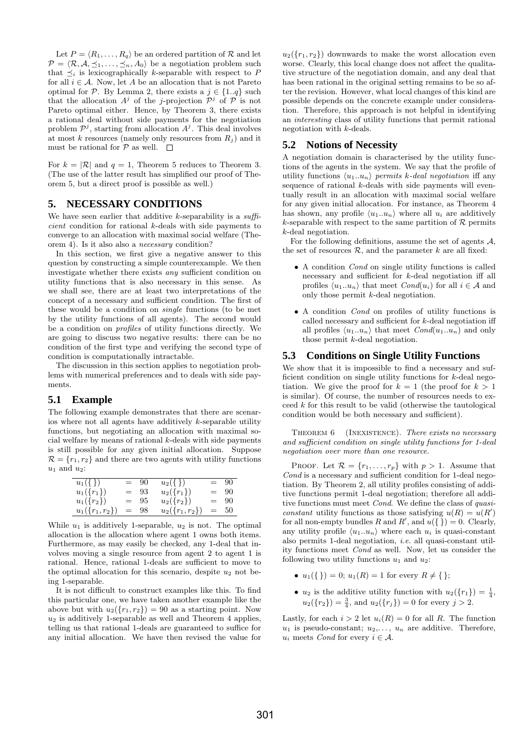Let $P = \langle R_1, \ldots, R_q \rangle$ be an ordered partition of $\mathcal{R}$ and let $\mathcal{P} = \langle \mathcal{R}, \mathcal{A}, \preceq_1, \ldots, \preceq_n, A_0 \rangle$ be a negotiation problem such that $\preceq_i$ is lexicographically $k$-separable with respect to $P$ for all $i \in \mathcal{A}$. Now, let $A$ be an allocation that is not Pareto optimal for $\mathcal{P}$. By Lemma 2, there exists a $j \in \{1..q\}$ such that the allocation $A^j$ of the $j$-projection $\mathcal{P}^j$ of $\mathcal{P}$ is not Pareto optimal either. Hence, by Theorem 3, there exists a rational deal without side payments for the negotiation problem $\mathcal{P}^j$, starting from allocation $A^j$. This deal involves at most $k$ resources (namely only resources from $R_j$) and it must be rational for $\mathcal{P}$ as well. $\Box$

For $k = |\mathcal{R}|$ and $q = 1$, Theorem 5 reduces to Theorem 3. (The use of the latter result has simplified our proof of Theorem 5, but a direct proof is possible as well.)

## 5. NECESSARY CONDITIONS

We have seen earlier that additive $k$-separability is a *sufficient* condition for rational $k$-deals with side payments to converge to an allocation with maximal social welfare (Theorem 4). Is it also also a *necessary* condition?

In this section, we first give a negative answer to this question by constructing a simple counterexample. We then investigate whether there exists *any* sufficient condition on utility functions that is also necessary in this sense. As we shall see, there are at least two interpretations of the concept of a necessary and sufficient condition. The first of these would be a condition on *single* functions (to be met by the utility functions of all agents). The second would be a condition on *profiles* of utility functions directly. We are going to discuss two negative results: there can be no condition of the first type and verifying the second type of condition is computationally intractable.

The discussion in this section applies to negotiation problems with numerical preferences and to deals with side payments.

### 5.1 Example

The following example demonstrates that there are scenarios where not all agents have additively $k$-separable utility functions, but negotiating an allocation with maximal social welfare by means of rational $k$-deals with side payments is still possible for any given initial allocation. Suppose $\mathcal{R} = \{r_1, r_2\}$ and there are two agents with utility functions $u_1$ and $u_2$:

| | | | | | |
|---|---|---|---|---|---|
| $u_1(\{\})$ | $=$ | 90 | $u_2(\{\})$ | $=$ | 90 |
| $u_1(\{r_1\})$ | $=$ | 93 | $u_2(\{r_1\})$ | $=$ | 90 |
| $u_1(\{r_2\})$ | $=$ | 95 | $u_2(\{r_2\})$ | $=$ | 90 |
| $u_1(\{r_1, r_2\})$ | $=$ | 98 | $u_2(\{r_1, r_2\})$ | $=$ | 50 |

While $u_1$ is additively 1-separable, $u_2$ is not. The optimal allocation is the allocation where agent 1 owns both items. Furthermore, as may easily be checked, any 1-deal that involves moving a single resource from agent 2 to agent 1 is rational. Hence, rational 1-deals are sufficient to move to the optimal allocation for this scenario, despite $u_2$ not being 1-separable.

It is not difficult to construct examples like this. To find this particular one, we have taken another example like the above but with $u_2(\{r_1, r_2\}) = 90$ as a starting point. Now $u_2$ is additively 1-separable as well and Theorem 4 applies, telling us that rational 1-deals are guaranteed to suffice for any initial allocation. We have then revised the value for $u_2(\{r_1, r_2\})$ downwards to make the worst allocation even worse. Clearly, this local change does not affect the qualitative structure of the negotiation domain, and any deal that has been rational in the original setting remains to be so after the revision. However, what local changes of this kind are possible depends on the concrete example under consideration. Therefore, this approach is not helpful in identifying an *interesting* class of utility functions that permit rational negotiation with $k$-deals.

### 5.2 Notions of Necessity

A negotiation domain is characterised by the utility functions of the agents in the system. We say that the profile of utility functions $\langle u_1..u_n \rangle$ *permits $k$-deal negotiation* iff any sequence of rational $k$-deals with side payments will eventually result in an allocation with maximal social welfare for any given initial allocation. For instance, as Theorem 4 has shown, any profile $\langle u_1..u_n \rangle$ where all $u_i$ are additively $k$-separable with respect to the same partition of $\mathcal{R}$ permits $k$-deal negotiation.

For the following definitions, assume the set of agents $\mathcal{A}$, the set of resources $\mathcal{R}$, and the parameter $k$ are all fixed:

- A condition *Cond* on single utility functions is called necessary and sufficient for $k$-deal negotiation iff all profiles $\langle u_1..u_n \rangle$ that meet $Cond(u_i)$ for all $i \in \mathcal{A}$ and only those permit $k$-deal negotiation.
- A condition *Cond* on profiles of utility functions is called necessary and sufficient for $k$-deal negotiation iff all profiles $\langle u_1..u_n \rangle$ that meet $Cond(u_1..u_n)$ and only those permit $k$-deal negotiation.

### 5.3 Conditions on Single Utility Functions

We show that it is impossible to find a necessary and sufficient condition on single utility functions for $k$-deal negotiation. We give the proof for $k = 1$ (the proof for $k > 1$ is similar). Of course, the number of resources needs to exceed $k$ for this result to be valid (otherwise the tautological condition would be both necessary and sufficient).

Theorem 6 (Inexistence). *There exists no necessary and sufficient condition on single utility functions for 1-deal negotiation over more than one resource.*

Proof. Let $\mathcal{R} = \{r_1, \ldots, r_p\}$ with $p > 1$. Assume that *Cond* is a necessary and sufficient condition for 1-deal negotiation. By Theorem 2, all utility profiles consisting of additive functions permit 1-deal negotiation; therefore all additive functions must meet *Cond*. We define the class of *quasi-constant* utility functions as those satisfying $u(R) = u(R')$ for all non-empty bundles $R$ and $R'$, and $u(\{\}) = 0$. Clearly, any utility profile $\langle u_1..u_n \rangle$ where each $u_i$ is quasi-constant also permits 1-deal negotiation, *i.e.* all quasi-constant utility functions meet *Cond* as well. Now, let us consider the following two utility functions $u_1$ and $u_2$:

- $u_1(\{\}) = 0$; $u_1(R) = 1$ for every $R \neq \{\}$;
- $u_2$ is the additive utility function with $u_2(\{r_1\}) = \frac{1}{4}$, $u_2(\{r_2\}) = \frac{3}{4}$, and $u_2(\{r_j\}) = 0$ for every $j > 2$.

Lastly, for each $i > 2$ let $u_i(R) = 0$ for all $R$. The function $u_1$ is pseudo-constant; $u_2, \ldots, u_n$ are additive. Therefore, $u_i$ meets *Cond* for every $i \in \mathcal{A}$.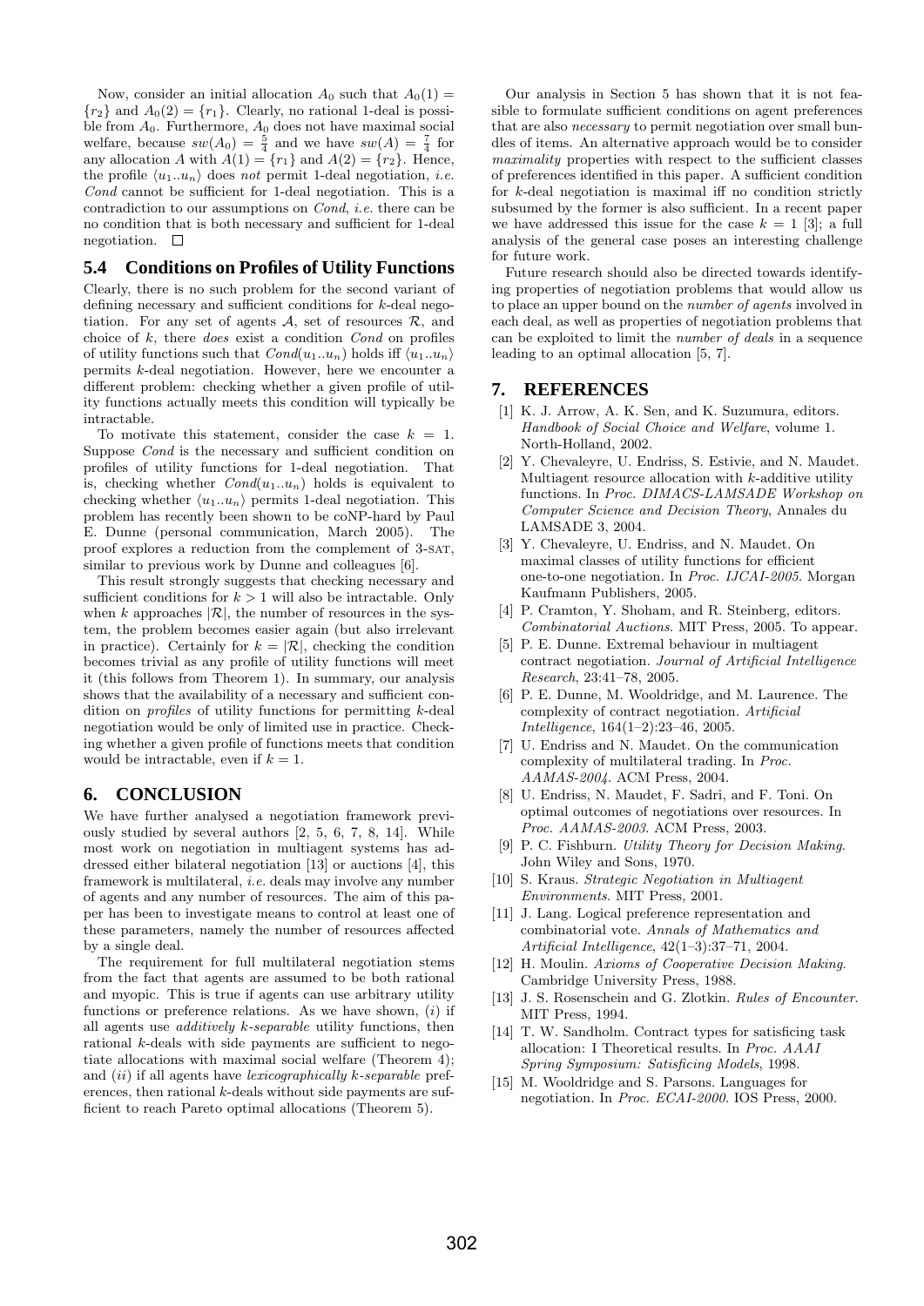Now, consider an initial allocation $A_0$ such that $A_0(1) = \{r_2\}$ and $A_0(2) = \{r_1\}$. Clearly, no rational 1-deal is possible from $A_0$. Furthermore, $A_0$ does not have maximal social welfare, because $sw(A_0) = \frac{5}{4}$ and we have $sw(A) = \frac{7}{4}$ for any allocation $A$ with $A(1) = \{r_1\}$ and $A(2) = \{r_2\}$. Hence, the profile $\langle u_1..u_n \rangle$ does *not* permit 1-deal negotiation, *i.e.* *Cond* cannot be sufficient for 1-deal negotiation. This is a contradiction to our assumptions on *Cond*, *i.e.* there can be no condition that is both necessary and sufficient for 1-deal negotiation. □

### 5.4 Conditions on Profiles of Utility Functions

Clearly, there is no such problem for the second variant of defining necessary and sufficient conditions for $k$-deal negotiation. For any set of agents $\mathcal{A}$, set of resources $\mathcal{R}$, and choice of $k$, there *does* exist a condition *Cond* on profiles of utility functions such that $Cond(u_1..u_n)$ holds iff $\langle u_1..u_n \rangle$ permits $k$-deal negotiation. However, here we encounter a different problem: checking whether a given profile of utility functions actually meets this condition will typically be intractable.

To motivate this statement, consider the case $k = 1$. Suppose *Cond* is the necessary and sufficient condition on profiles of utility functions for 1-deal negotiation. That is, checking whether $Cond(u_1..u_n)$ holds is equivalent to checking whether $\langle u_1..u_n \rangle$ permits 1-deal negotiation. This problem has recently been shown to be coNP-hard by Paul E. Dunne (personal communication, March 2005). The proof explores a reduction from the complement of 3-SAT, similar to previous work by Dunne and colleagues [6].

This result strongly suggests that checking necessary and sufficient conditions for $k > 1$ will also be intractable. Only when $k$ approaches $|\mathcal{R}|$, the number of resources in the system, the problem becomes easier again (but also irrelevant in practice). Certainly for $k = |\mathcal{R}|$, checking the condition becomes trivial as any profile of utility functions will meet it (this follows from Theorem 1). In summary, our analysis shows that the availability of a necessary and sufficient condition on *profiles* of utility functions for permitting $k$-deal negotiation would be only of limited use in practice. Checking whether a given profile of functions meets that condition would be intractable, even if $k = 1$.

## 6. CONCLUSION

We have further analysed a negotiation framework previously studied by several authors [2, 5, 6, 7, 8, 14]. While most work on negotiation in multiagent systems has addressed either bilateral negotiation [13] or auctions [4], this framework is multilateral, *i.e.* deals may involve any number of agents and any number of resources. The aim of this paper has been to investigate means to control at least one of these parameters, namely the number of resources affected by a single deal.

The requirement for full multilateral negotiation stems from the fact that agents are assumed to be both rational and myopic. This is true if agents can use arbitrary utility functions or preference relations. As we have shown, (*i*) if all agents use *additively k-separable* utility functions, then rational $k$-deals with side payments are sufficient to negotiate allocations with maximal social welfare (Theorem 4); and (*ii*) if all agents have *lexicographically k-separable* preferences, then rational $k$-deals without side payments are sufficient to reach Pareto optimal allocations (Theorem 5).

Our analysis in Section 5 has shown that it is not feasible to formulate sufficient conditions on agent preferences that are also *necessary* to permit negotiation over small bundles of items. An alternative approach would be to consider *maximality* properties with respect to the sufficient classes of preferences identified in this paper. A sufficient condition for $k$-deal negotiation is maximal iff no condition strictly subsumed by the former is also sufficient. In a recent paper we have addressed this issue for the case $k = 1$ [3]; a full analysis of the general case poses an interesting challenge for future work.

Future research should also be directed towards identifying properties of negotiation problems that would allow us to place an upper bound on the *number of agents* involved in each deal, as well as properties of negotiation problems that can be exploited to limit the *number of deals* in a sequence leading to an optimal allocation [5, 7].

## 7. REFERENCES

[1] K. J. Arrow, A. K. Sen, and K. Suzumura, editors. *Handbook of Social Choice and Welfare*, volume 1. North-Holland, 2002.

[2] Y. Chevaleyre, U. Endriss, S. Estivie, and N. Maudet. Multiagent resource allocation with $k$-additive utility functions. In *Proc. DIMACS-LAMSADE Workshop on Computer Science and Decision Theory*, Annales du LAMSADE 3, 2004.

[3] Y. Chevaleyre, U. Endriss, and N. Maudet. On maximal classes of utility functions for efficient one-to-one negotiation. In *Proc. IJCAI-2005*. Morgan Kaufmann Publishers, 2005.

[4] P. Cramton, Y. Shoham, and R. Steinberg, editors. *Combinatorial Auctions*. MIT Press, 2005. To appear.

[5] P. E. Dunne. Extremal behaviour in multiagent contract negotiation. *Journal of Artificial Intelligence Research*, 23:41–78, 2005.

[6] P. E. Dunne, M. Wooldridge, and M. Laurence. The complexity of contract negotiation. *Artificial Intelligence*, 164(1–2):23–46, 2005.

[7] U. Endriss and N. Maudet. On the communication complexity of multilateral trading. In *Proc. AAMAS-2004*. ACM Press, 2004.

[8] U. Endriss, N. Maudet, F. Sadri, and F. Toni. On optimal outcomes of negotiations over resources. In *Proc. AAMAS-2003*. ACM Press, 2003.

[9] P. C. Fishburn. *Utility Theory for Decision Making*. John Wiley and Sons, 1970.

[10] S. Kraus. *Strategic Negotiation in Multiagent Environments*. MIT Press, 2001.

[11] J. Lang. Logical preference representation and combinatorial vote. *Annals of Mathematics and Artificial Intelligence*, 42(1–3):37–71, 2004.

[12] H. Moulin. *Axioms of Cooperative Decision Making*. Cambridge University Press, 1988.

[13] J. S. Rosenschein and G. Zlotkin. *Rules of Encounter*. MIT Press, 1994.

[14] T. W. Sandholm. Contract types for satisficing task allocation: I Theoretical results. In *Proc. AAAI Spring Symposium: Satisficing Models*, 1998.

[15] M. Wooldridge and S. Parsons. Languages for negotiation. In *Proc. ECAI-2000*. IOS Press, 2000.